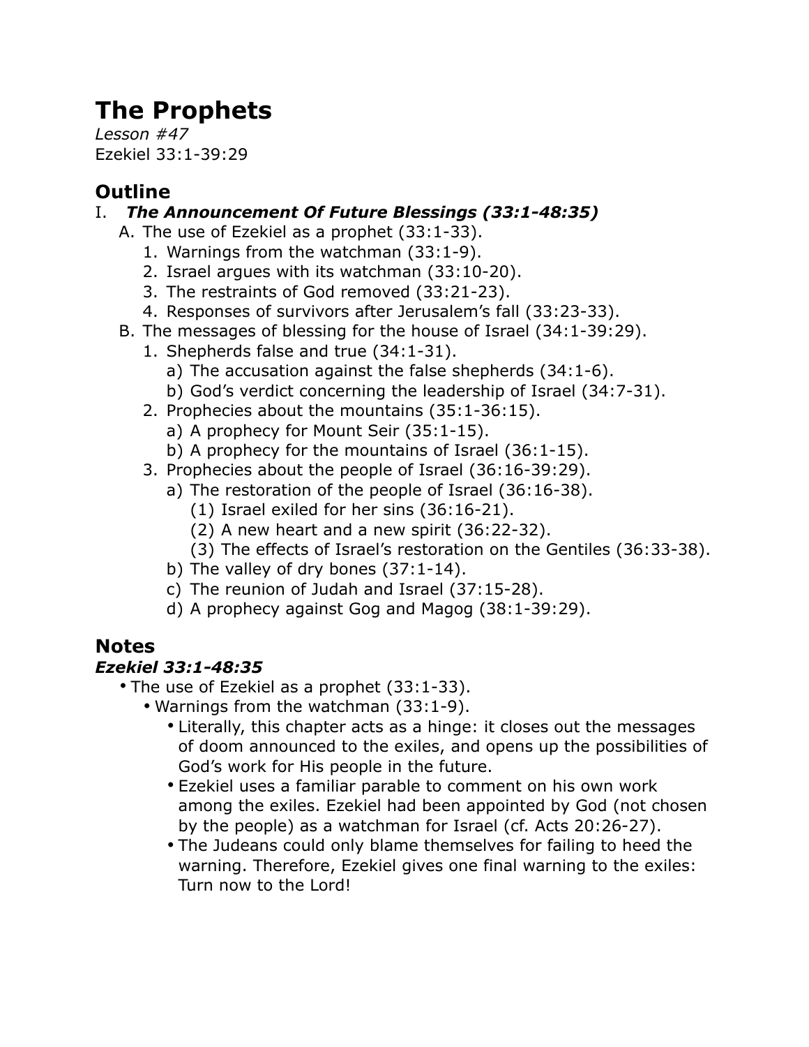# The Prophets

*Lesson #47*
Ezekiel 33:1-39:29

## Outline

I. ***The Announcement Of Future Blessings (33:1-48:35)***
   A. The use of Ezekiel as a prophet (33:1-33).
      1. Warnings from the watchman (33:1-9).
      2. Israel argues with its watchman (33:10-20).
      3. The restraints of God removed (33:21-23).
      4. Responses of survivors after Jerusalem's fall (33:23-33).
   B. The messages of blessing for the house of Israel (34:1-39:29).
      1. Shepherds false and true (34:1-31).
         a) The accusation against the false shepherds (34:1-6).
         b) God's verdict concerning the leadership of Israel (34:7-31).
      2. Prophecies about the mountains (35:1-36:15).
         a) A prophecy for Mount Seir (35:1-15).
         b) A prophecy for the mountains of Israel (36:1-15).
      3. Prophecies about the people of Israel (36:16-39:29).
         a) The restoration of the people of Israel (36:16-38).
            (1) Israel exiled for her sins (36:16-21).
            (2) A new heart and a new spirit (36:22-32).
            (3) The effects of Israel's restoration on the Gentiles (36:33-38).
         b) The valley of dry bones (37:1-14).
         c) The reunion of Judah and Israel (37:15-28).
         d) A prophecy against Gog and Magog (38:1-39:29).

## Notes

### *Ezekiel 33:1-48:35*

- The use of Ezekiel as a prophet (33:1-33).
  - Warnings from the watchman (33:1-9).
    - Literally, this chapter acts as a hinge: it closes out the messages of doom announced to the exiles, and opens up the possibilities of God's work for His people in the future.
    - Ezekiel uses a familiar parable to comment on his own work among the exiles. Ezekiel had been appointed by God (not chosen by the people) as a watchman for Israel (cf. Acts 20:26-27).
    - The Judeans could only blame themselves for failing to heed the warning. Therefore, Ezekiel gives one final warning to the exiles: Turn now to the Lord!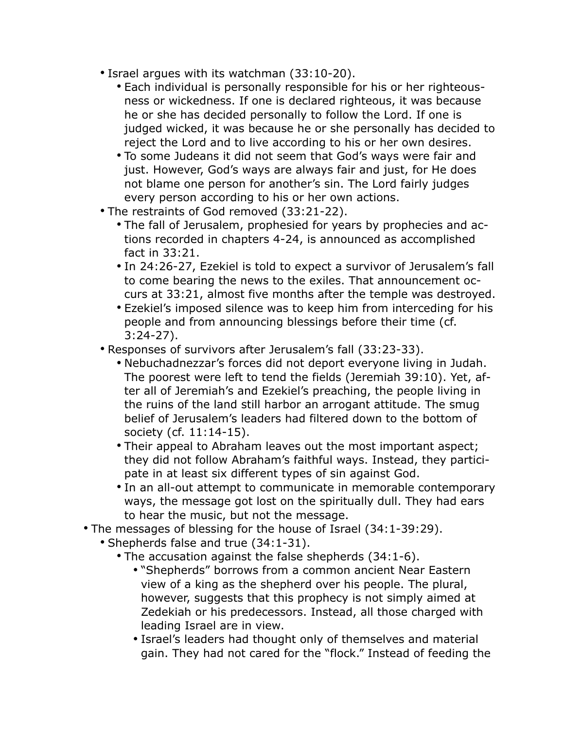- Israel argues with its watchman (33:10-20).
  - Each individual is personally responsible for his or her righteousness or wickedness. If one is declared righteous, it was because he or she has decided personally to follow the Lord. If one is judged wicked, it was because he or she personally has decided to reject the Lord and to live according to his or her own desires.
  - To some Judeans it did not seem that God's ways were fair and just. However, God's ways are always fair and just, for He does not blame one person for another's sin. The Lord fairly judges every person according to his or her own actions.
- The restraints of God removed (33:21-22).
  - The fall of Jerusalem, prophesied for years by prophecies and actions recorded in chapters 4-24, is announced as accomplished fact in 33:21.
  - In 24:26-27, Ezekiel is told to expect a survivor of Jerusalem's fall to come bearing the news to the exiles. That announcement occurs at 33:21, almost five months after the temple was destroyed.
  - Ezekiel's imposed silence was to keep him from interceding for his people and from announcing blessings before their time (cf. 3:24-27).
- Responses of survivors after Jerusalem's fall (33:23-33).
  - Nebuchadnezzar's forces did not deport everyone living in Judah. The poorest were left to tend the fields (Jeremiah 39:10). Yet, after all of Jeremiah's and Ezekiel's preaching, the people living in the ruins of the land still harbor an arrogant attitude. The smug belief of Jerusalem's leaders had filtered down to the bottom of society (cf. 11:14-15).
  - Their appeal to Abraham leaves out the most important aspect; they did not follow Abraham's faithful ways. Instead, they participate in at least six different types of sin against God.
  - In an all-out attempt to communicate in memorable contemporary ways, the message got lost on the spiritually dull. They had ears to hear the music, but not the message.

- The messages of blessing for the house of Israel (34:1-39:29).
  - Shepherds false and true (34:1-31).
    - The accusation against the false shepherds (34:1-6).
      - "Shepherds" borrows from a common ancient Near Eastern view of a king as the shepherd over his people. The plural, however, suggests that this prophecy is not simply aimed at Zedekiah or his predecessors. Instead, all those charged with leading Israel are in view.
      - Israel's leaders had thought only of themselves and material gain. They had not cared for the "flock." Instead of feeding the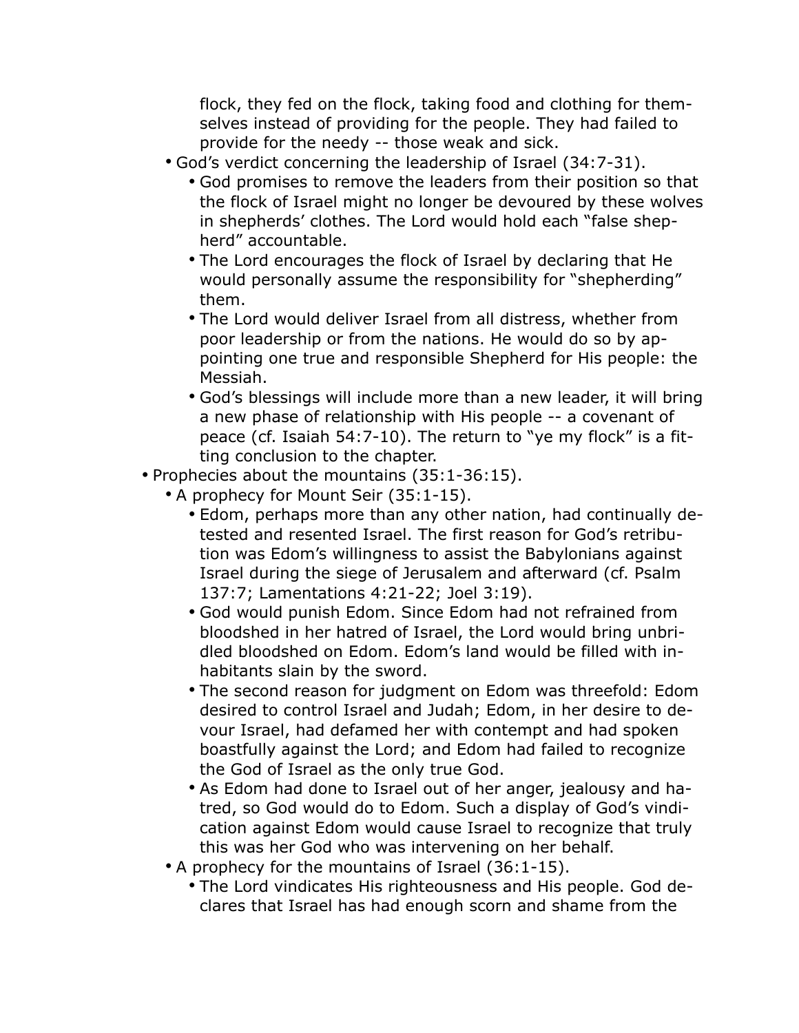flock, they fed on the flock, taking food and clothing for themselves instead of providing for the people. They had failed to provide for the needy -- those weak and sick.

  - God's verdict concerning the leadership of Israel (34:7-31).
    - God promises to remove the leaders from their position so that the flock of Israel might no longer be devoured by these wolves in shepherds' clothes. The Lord would hold each "false shepherd" accountable.
    - The Lord encourages the flock of Israel by declaring that He would personally assume the responsibility for "shepherding" them.
    - The Lord would deliver Israel from all distress, whether from poor leadership or from the nations. He would do so by appointing one true and responsible Shepherd for His people: the Messiah.
    - God's blessings will include more than a new leader, it will bring a new phase of relationship with His people -- a covenant of peace (cf. Isaiah 54:7-10). The return to "ye my flock" is a fitting conclusion to the chapter.
- Prophecies about the mountains (35:1-36:15).
  - A prophecy for Mount Seir (35:1-15).
    - Edom, perhaps more than any other nation, had continually detested and resented Israel. The first reason for God's retribution was Edom's willingness to assist the Babylonians against Israel during the siege of Jerusalem and afterward (cf. Psalm 137:7; Lamentations 4:21-22; Joel 3:19).
    - God would punish Edom. Since Edom had not refrained from bloodshed in her hatred of Israel, the Lord would bring unbridled bloodshed on Edom. Edom's land would be filled with inhabitants slain by the sword.
    - The second reason for judgment on Edom was threefold: Edom desired to control Israel and Judah; Edom, in her desire to devour Israel, had defamed her with contempt and had spoken boastfully against the Lord; and Edom had failed to recognize the God of Israel as the only true God.
    - As Edom had done to Israel out of her anger, jealousy and hatred, so God would do to Edom. Such a display of God's vindication against Edom would cause Israel to recognize that truly this was her God who was intervening on her behalf.
  - A prophecy for the mountains of Israel (36:1-15).
    - The Lord vindicates His righteousness and His people. God declares that Israel has had enough scorn and shame from the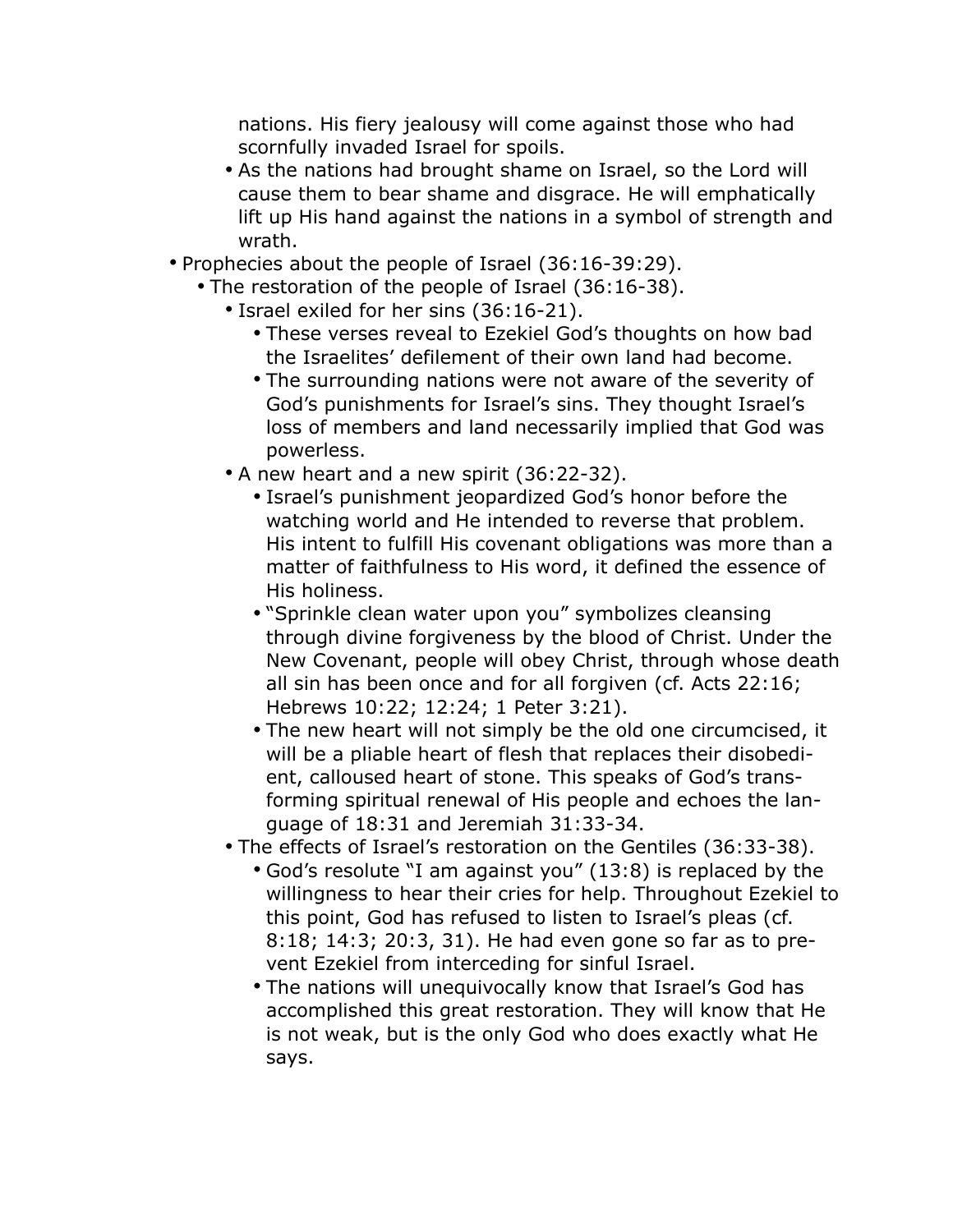nations. His fiery jealousy will come against those who had scornfully invaded Israel for spoils.
  - As the nations had brought shame on Israel, so the Lord will cause them to bear shame and disgrace. He will emphatically lift up His hand against the nations in a symbol of strength and wrath.
- Prophecies about the people of Israel (36:16-39:29).
  - The restoration of the people of Israel (36:16-38).
    - Israel exiled for her sins (36:16-21).
      - These verses reveal to Ezekiel God's thoughts on how bad the Israelites' defilement of their own land had become.
      - The surrounding nations were not aware of the severity of God's punishments for Israel's sins. They thought Israel's loss of members and land necessarily implied that God was powerless.
    - A new heart and a new spirit (36:22-32).
      - Israel's punishment jeopardized God's honor before the watching world and He intended to reverse that problem. His intent to fulfill His covenant obligations was more than a matter of faithfulness to His word, it defined the essence of His holiness.
      - "Sprinkle clean water upon you" symbolizes cleansing through divine forgiveness by the blood of Christ. Under the New Covenant, people will obey Christ, through whose death all sin has been once and for all forgiven (cf. Acts 22:16; Hebrews 10:22; 12:24; 1 Peter 3:21).
      - The new heart will not simply be the old one circumcised, it will be a pliable heart of flesh that replaces their disobedient, calloused heart of stone. This speaks of God's transforming spiritual renewal of His people and echoes the language of 18:31 and Jeremiah 31:33-34.
    - The effects of Israel's restoration on the Gentiles (36:33-38).
      - God's resolute "I am against you" (13:8) is replaced by the willingness to hear their cries for help. Throughout Ezekiel to this point, God has refused to listen to Israel's pleas (cf. 8:18; 14:3; 20:3, 31). He had even gone so far as to prevent Ezekiel from interceding for sinful Israel.
      - The nations will unequivocally know that Israel's God has accomplished this great restoration. They will know that He is not weak, but is the only God who does exactly what He says.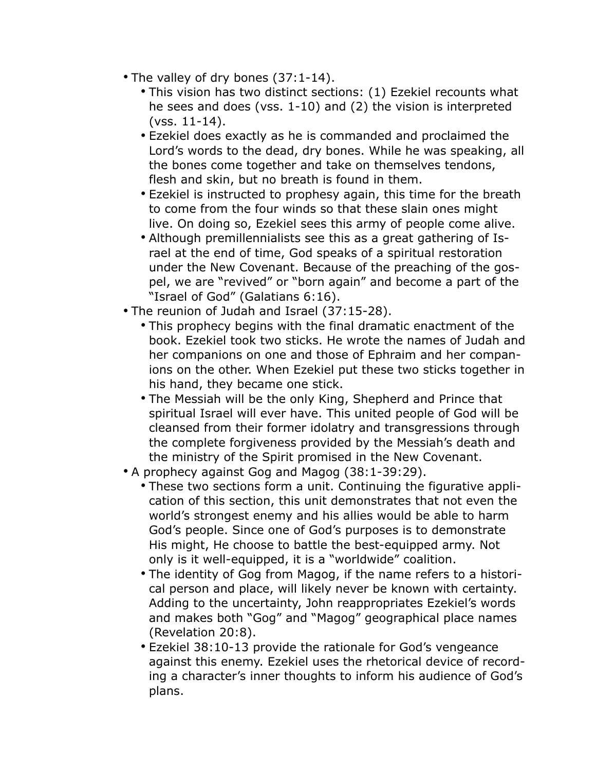- The valley of dry bones (37:1-14).
  - This vision has two distinct sections: (1) Ezekiel recounts what he sees and does (vss. 1-10) and (2) the vision is interpreted (vss. 11-14).
  - Ezekiel does exactly as he is commanded and proclaimed the Lord's words to the dead, dry bones. While he was speaking, all the bones come together and take on themselves tendons, flesh and skin, but no breath is found in them.
  - Ezekiel is instructed to prophesy again, this time for the breath to come from the four winds so that these slain ones might live. On doing so, Ezekiel sees this army of people come alive.
  - Although premillennialists see this as a great gathering of Israel at the end of time, God speaks of a spiritual restoration under the New Covenant. Because of the preaching of the gospel, we are "revived" or "born again" and become a part of the "Israel of God" (Galatians 6:16).
- The reunion of Judah and Israel (37:15-28).
  - This prophecy begins with the final dramatic enactment of the book. Ezekiel took two sticks. He wrote the names of Judah and her companions on one and those of Ephraim and her companions on the other. When Ezekiel put these two sticks together in his hand, they became one stick.
  - The Messiah will be the only King, Shepherd and Prince that spiritual Israel will ever have. This united people of God will be cleansed from their former idolatry and transgressions through the complete forgiveness provided by the Messiah's death and the ministry of the Spirit promised in the New Covenant.
- A prophecy against Gog and Magog (38:1-39:29).
  - These two sections form a unit. Continuing the figurative application of this section, this unit demonstrates that not even the world's strongest enemy and his allies would be able to harm God's people. Since one of God's purposes is to demonstrate His might, He choose to battle the best-equipped army. Not only is it well-equipped, it is a "worldwide" coalition.
  - The identity of Gog from Magog, if the name refers to a historical person and place, will likely never be known with certainty. Adding to the uncertainty, John reappropriates Ezekiel's words and makes both "Gog" and "Magog" geographical place names (Revelation 20:8).
  - Ezekiel 38:10-13 provide the rationale for God's vengeance against this enemy. Ezekiel uses the rhetorical device of recording a character's inner thoughts to inform his audience of God's plans.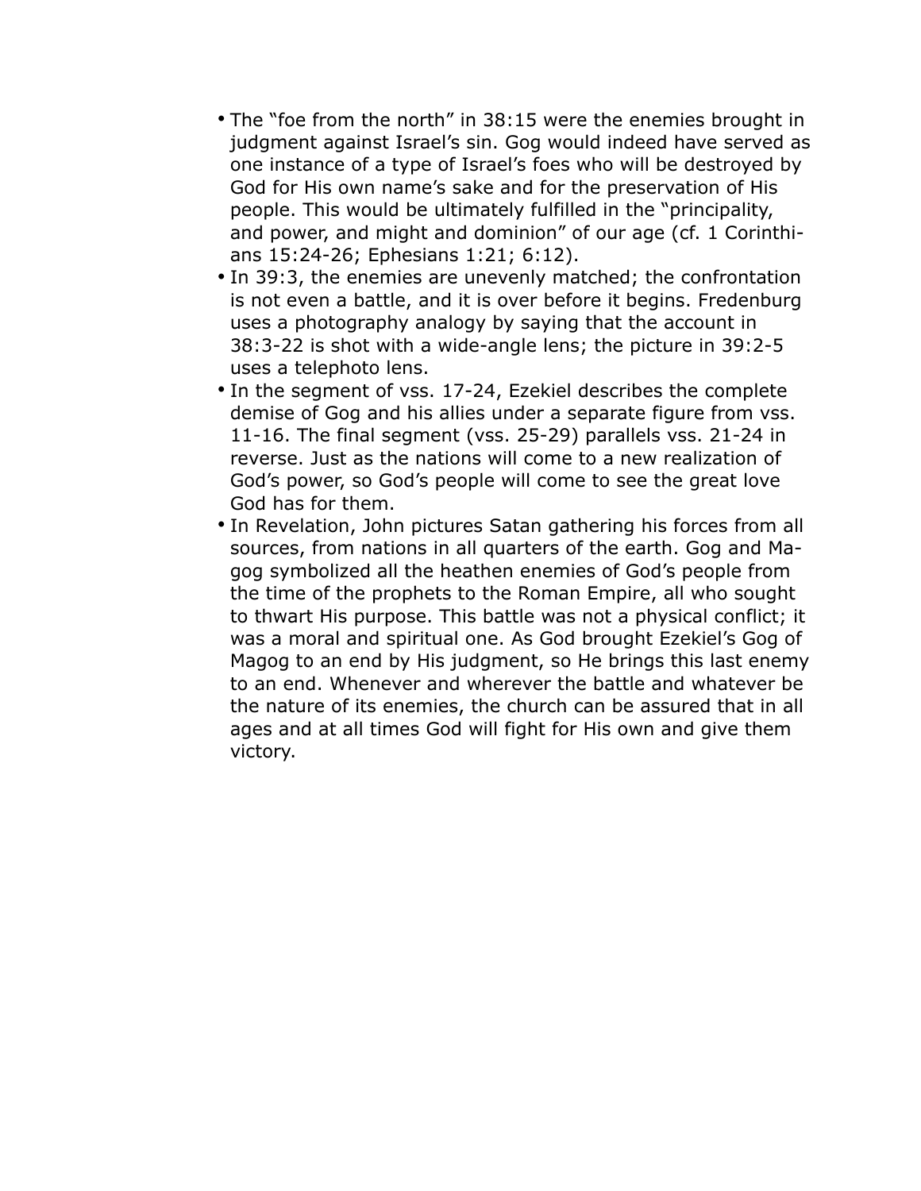- The "foe from the north" in 38:15 were the enemies brought in judgment against Israel's sin. Gog would indeed have served as one instance of a type of Israel's foes who will be destroyed by God for His own name's sake and for the preservation of His people. This would be ultimately fulfilled in the "principality, and power, and might and dominion" of our age (cf. 1 Corinthians 15:24-26; Ephesians 1:21; 6:12).
- In 39:3, the enemies are unevenly matched; the confrontation is not even a battle, and it is over before it begins. Fredenburg uses a photography analogy by saying that the account in 38:3-22 is shot with a wide-angle lens; the picture in 39:2-5 uses a telephoto lens.
- In the segment of vss. 17-24, Ezekiel describes the complete demise of Gog and his allies under a separate figure from vss. 11-16. The final segment (vss. 25-29) parallels vss. 21-24 in reverse. Just as the nations will come to a new realization of God's power, so God's people will come to see the great love God has for them.
- In Revelation, John pictures Satan gathering his forces from all sources, from nations in all quarters of the earth. Gog and Magog symbolized all the heathen enemies of God's people from the time of the prophets to the Roman Empire, all who sought to thwart His purpose. This battle was not a physical conflict; it was a moral and spiritual one. As God brought Ezekiel's Gog of Magog to an end by His judgment, so He brings this last enemy to an end. Whenever and wherever the battle and whatever be the nature of its enemies, the church can be assured that in all ages and at all times God will fight for His own and give them victory.